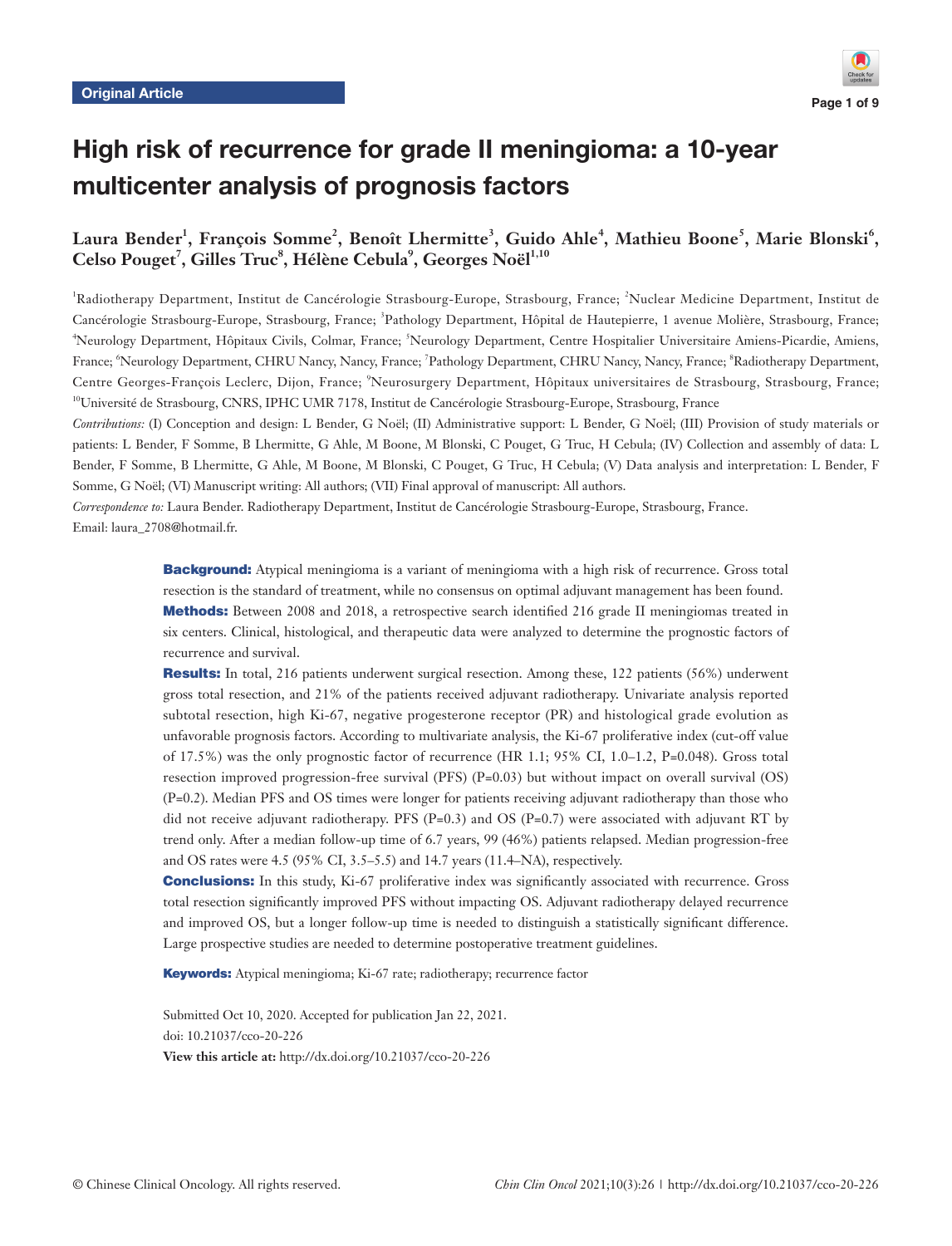Original Article

# High risk of recurrence for grade II meningioma: a 10-year multicenter analysis of prognosis factors

**Laura Bender[1], François Somme[2], Benoît Lhermitte[3], Guido Ahle[4], Mathieu Boone[5], Marie Blonski[6], Celso Pouget[7], Gilles Truc[8], Hélène Cebula[9], Georges Noël[1,10]**

[1]Radiotherapy Department, Institut de Cancérologie Strasbourg-Europe, Strasbourg, France; [2]Nuclear Medicine Department, Institut de Cancérologie Strasbourg-Europe, Strasbourg, France; [3]Pathology Department, Hôpital de Hautepierre, 1 avenue Molière, Strasbourg, France; [4]Neurology Department, Hôpitaux Civils, Colmar, France; [5]Neurology Department, Centre Hospitalier Universitaire Amiens-Picardie, Amiens, France; [6]Neurology Department, CHRU Nancy, Nancy, France; [7]Pathology Department, CHRU Nancy, Nancy, France; [8]Radiotherapy Department, Centre Georges-François Leclerc, Dijon, France; [9]Neurosurgery Department, Hôpitaux universitaires de Strasbourg, Strasbourg, France; [10]Université de Strasbourg, CNRS, IPHC UMR 7178, Institut de Cancérologie Strasbourg-Europe, Strasbourg, France

*Contributions:* (I) Conception and design: L Bender, G Noël; (II) Administrative support: L Bender, G Noël; (III) Provision of study materials or patients: L Bender, F Somme, B Lhermitte, G Ahle, M Boone, M Blonski, C Pouget, G Truc, H Cebula; (IV) Collection and assembly of data: L Bender, F Somme, B Lhermitte, G Ahle, M Boone, M Blonski, C Pouget, G Truc, H Cebula; (V) Data analysis and interpretation: L Bender, F Somme, G Noël; (VI) Manuscript writing: All authors; (VII) Final approval of manuscript: All authors.

*Correspondence to:* Laura Bender. Radiotherapy Department, Institut de Cancérologie Strasbourg-Europe, Strasbourg, France. Email: laura_2708@hotmail.fr.

**Background:** Atypical meningioma is a variant of meningioma with a high risk of recurrence. Gross total resection is the standard of treatment, while no consensus on optimal adjuvant management has been found.

**Methods:** Between 2008 and 2018, a retrospective search identified 216 grade II meningiomas treated in six centers. Clinical, histological, and therapeutic data were analyzed to determine the prognostic factors of recurrence and survival.

**Results:** In total, 216 patients underwent surgical resection. Among these, 122 patients (56%) underwent gross total resection, and 21% of the patients received adjuvant radiotherapy. Univariate analysis reported subtotal resection, high Ki-67, negative progesterone receptor (PR) and histological grade evolution as unfavorable prognosis factors. According to multivariate analysis, the Ki-67 proliferative index (cut-off value of 17.5%) was the only prognostic factor of recurrence (HR 1.1; 95% CI, 1.0–1.2, P=0.048). Gross total resection improved progression-free survival (PFS) (P=0.03) but without impact on overall survival (OS) (P=0.2). Median PFS and OS times were longer for patients receiving adjuvant radiotherapy than those who did not receive adjuvant radiotherapy. PFS (P=0.3) and OS (P=0.7) were associated with adjuvant RT by trend only. After a median follow-up time of 6.7 years, 99 (46%) patients relapsed. Median progression-free and OS rates were 4.5 (95% CI, 3.5–5.5) and 14.7 years (11.4–NA), respectively.

**Conclusions:** In this study, Ki-67 proliferative index was significantly associated with recurrence. Gross total resection significantly improved PFS without impacting OS. Adjuvant radiotherapy delayed recurrence and improved OS, but a longer follow-up time is needed to distinguish a statistically significant difference. Large prospective studies are needed to determine postoperative treatment guidelines.

**Keywords:** Atypical meningioma; Ki-67 rate; radiotherapy; recurrence factor

Submitted Oct 10, 2020. Accepted for publication Jan 22, 2021.
doi: 10.21037/cco-20-226
**View this article at:** http://dx.doi.org/10.21037/cco-20-226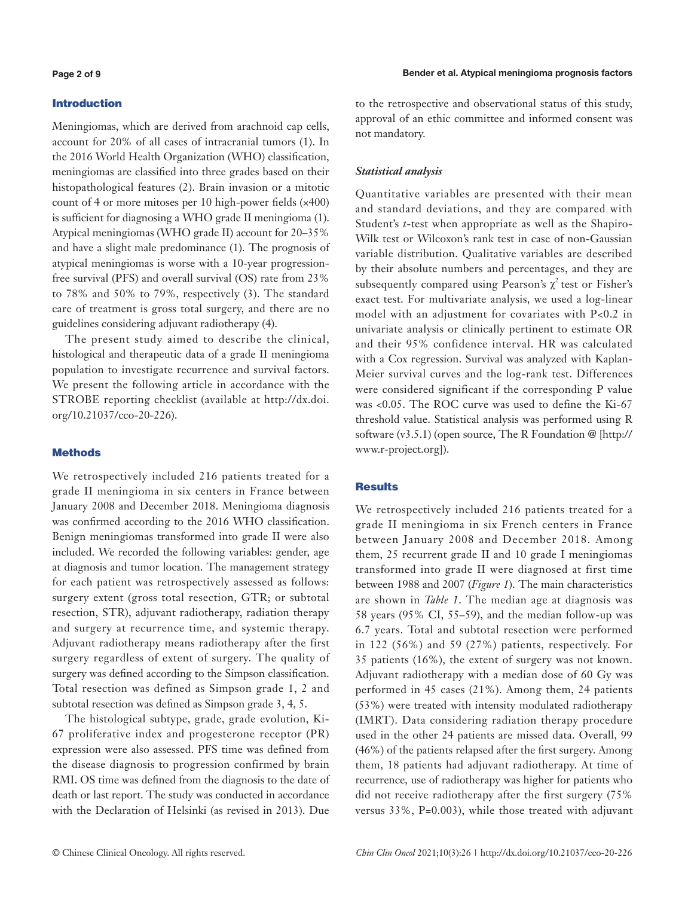## Introduction

Meningiomas, which are derived from arachnoid cap cells, account for 20% of all cases of intracranial tumors (1). In the 2016 World Health Organization (WHO) classification, meningiomas are classified into three grades based on their histopathological features (2). Brain invasion or a mitotic count of 4 or more mitoses per 10 high-power fields (×400) is sufficient for diagnosing a WHO grade II meningioma (1). Atypical meningiomas (WHO grade II) account for 20–35% and have a slight male predominance (1). The prognosis of atypical meningiomas is worse with a 10-year progression-free survival (PFS) and overall survival (OS) rate from 23% to 78% and 50% to 79%, respectively (3). The standard care of treatment is gross total surgery, and there are no guidelines considering adjuvant radiotherapy (4).

The present study aimed to describe the clinical, histological and therapeutic data of a grade II meningioma population to investigate recurrence and survival factors. We present the following article in accordance with the STROBE reporting checklist (available at http://dx.doi.org/10.21037/cco-20-226).

## Methods

We retrospectively included 216 patients treated for a grade II meningioma in six centers in France between January 2008 and December 2018. Meningioma diagnosis was confirmed according to the 2016 WHO classification. Benign meningiomas transformed into grade II were also included. We recorded the following variables: gender, age at diagnosis and tumor location. The management strategy for each patient was retrospectively assessed as follows: surgery extent (gross total resection, GTR; or subtotal resection, STR), adjuvant radiotherapy, radiation therapy and surgery at recurrence time, and systemic therapy. Adjuvant radiotherapy means radiotherapy after the first surgery regardless of extent of surgery. The quality of surgery was defined according to the Simpson classification. Total resection was defined as Simpson grade 1, 2 and subtotal resection was defined as Simpson grade 3, 4, 5.

The histological subtype, grade, grade evolution, Ki-67 proliferative index and progesterone receptor (PR) expression were also assessed. PFS time was defined from the disease diagnosis to progression confirmed by brain RMI. OS time was defined from the diagnosis to the date of death or last report. The study was conducted in accordance with the Declaration of Helsinki (as revised in 2013). Due to the retrospective and observational status of this study, approval of an ethic committee and informed consent was not mandatory.

### *Statistical analysis*

Quantitative variables are presented with their mean and standard deviations, and they are compared with Student's *t*-test when appropriate as well as the Shapiro-Wilk test or Wilcoxon's rank test in case of non-Gaussian variable distribution. Qualitative variables are described by their absolute numbers and percentages, and they are subsequently compared using Pearson's $\chi^2$ test or Fisher's exact test. For multivariate analysis, we used a log-linear model with an adjustment for covariates with $P<0.2$ in univariate analysis or clinically pertinent to estimate OR and their 95% confidence interval. HR was calculated with a Cox regression. Survival was analyzed with Kaplan-Meier survival curves and the log-rank test. Differences were considered significant if the corresponding P value was <0.05. The ROC curve was used to define the Ki-67 threshold value. Statistical analysis was performed using R software (v3.5.1) (open source, The R Foundation @ [http://www.r-project.org]).

## Results

We retrospectively included 216 patients treated for a grade II meningioma in six French centers in France between January 2008 and December 2018. Among them, 25 recurrent grade II and 10 grade I meningiomas transformed into grade II were diagnosed at first time between 1988 and 2007 (*Figure 1*). The main characteristics are shown in *Table 1*. The median age at diagnosis was 58 years (95% CI, 55–59), and the median follow-up was 6.7 years. Total and subtotal resection were performed in 122 (56%) and 59 (27%) patients, respectively. For 35 patients (16%), the extent of surgery was not known. Adjuvant radiotherapy with a median dose of 60 Gy was performed in 45 cases (21%). Among them, 24 patients (53%) were treated with intensity modulated radiotherapy (IMRT). Data considering radiation therapy procedure used in the other 24 patients are missed data. Overall, 99 (46%) of the patients relapsed after the first surgery. Among them, 18 patients had adjuvant radiotherapy. At time of recurrence, use of radiotherapy was higher for patients who did not receive radiotherapy after the first surgery (75% versus 33%, P=0.003), while those treated with adjuvant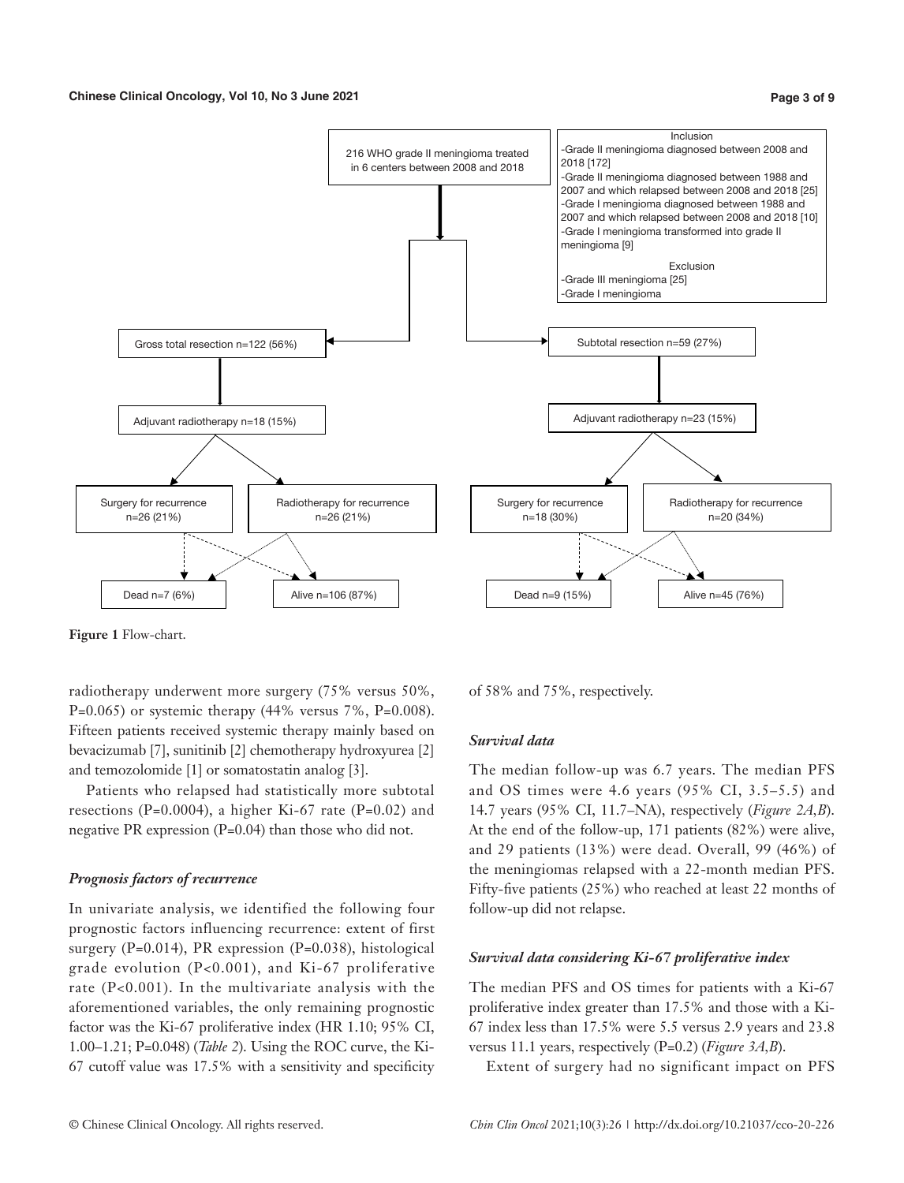216 WHO grade II meningioma treated in 6 centers between 2008 and 2018

Inclusion
- Grade II meningioma diagnosed between 2008 and 2018 [172]
- Grade II meningioma diagnosed between 1988 and 2007 and which relapsed between 2008 and 2018 [25]
- Grade I meningioma diagnosed between 1988 and 2007 and which relapsed between 2008 and 2018 [10]
- Grade I meningioma transformed into grade II meningioma [9]

Exclusion
- Grade III meningioma [25]
- Grade I meningioma

Gross total resection n=122 (56%)
- Adjuvant radiotherapy n=18 (15%)
  - Surgery for recurrence n=26 (21%)
  - Radiotherapy for recurrence n=26 (21%)
    - Dead n=7 (6%)
    - Alive n=106 (87%)

Subtotal resection n=59 (27%)
- Adjuvant radiotherapy n=23 (15%)
  - Surgery for recurrence n=18 (30%)
  - Radiotherapy for recurrence n=20 (34%)
    - Dead n=9 (15%)
    - Alive n=45 (76%)

**Figure 1** Flow-chart.

radiotherapy underwent more surgery (75% versus 50%, P=0.065) or systemic therapy (44% versus 7%, P=0.008). Fifteen patients received systemic therapy mainly based on bevacizumab [7], sunitinib [2] chemotherapy hydroxyurea [2] and temozolomide [1] or somatostatin analog [3].

Patients who relapsed had statistically more subtotal resections (P=0.0004), a higher Ki-67 rate (P=0.02) and negative PR expression (P=0.04) than those who did not.

### *Prognosis factors of recurrence*

In univariate analysis, we identified the following four prognostic factors influencing recurrence: extent of first surgery (P=0.014), PR expression (P=0.038), histological grade evolution (P<0.001), and Ki-67 proliferative rate (P<0.001). In the multivariate analysis with the aforementioned variables, the only remaining prognostic factor was the Ki-67 proliferative index (HR 1.10; 95% CI, 1.00–1.21; P=0.048) (*Table 2*). Using the ROC curve, the Ki-67 cutoff value was 17.5% with a sensitivity and specificity of 58% and 75%, respectively.

### *Survival data*

The median follow-up was 6.7 years. The median PFS and OS times were 4.6 years (95% CI, 3.5–5.5) and 14.7 years (95% CI, 11.7–NA), respectively (*Figure 2A,B*). At the end of the follow-up, 171 patients (82%) were alive, and 29 patients (13%) were dead. Overall, 99 (46%) of the meningiomas relapsed with a 22-month median PFS. Fifty-five patients (25%) who reached at least 22 months of follow-up did not relapse.

### *Survival data considering Ki-67 proliferative index*

The median PFS and OS times for patients with a Ki-67 proliferative index greater than 17.5% and those with a Ki-67 index less than 17.5% were 5.5 versus 2.9 years and 23.8 versus 11.1 years, respectively (P=0.2) (*Figure 3A,B*).

Extent of surgery had no significant impact on PFS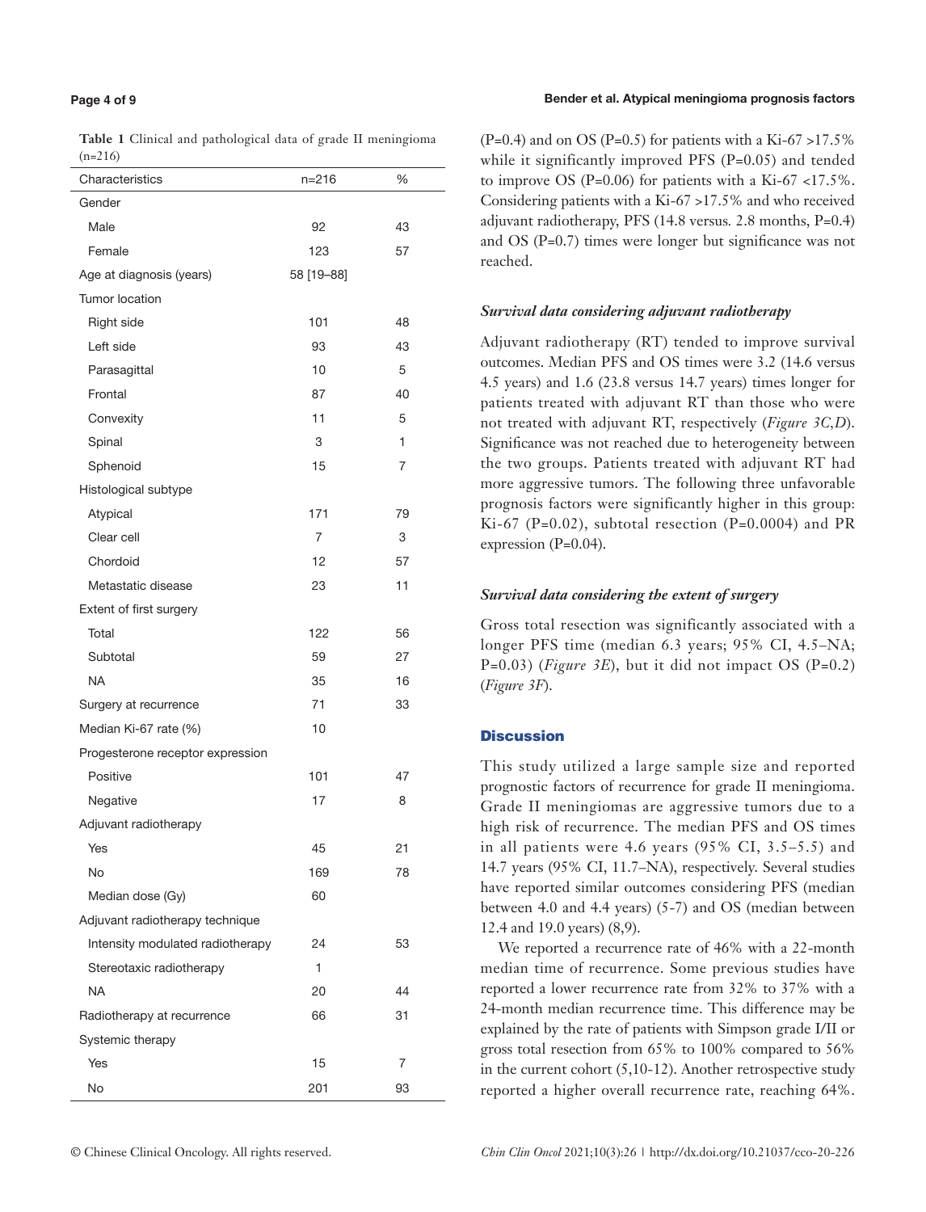**Table 1** Clinical and pathological data of grade II meningioma (n=216)

| Characteristics | n=216 | % |
|---|---|---|
| Gender | | |
| Male | 92 | 43 |
| Female | 123 | 57 |
| Age at diagnosis (years) | 58 [19–88] | |
| Tumor location | | |
| Right side | 101 | 48 |
| Left side | 93 | 43 |
| Parasagittal | 10 | 5 |
| Frontal | 87 | 40 |
| Convexity | 11 | 5 |
| Spinal | 3 | 1 |
| Sphenoid | 15 | 7 |
| Histological subtype | | |
| Atypical | 171 | 79 |
| Clear cell | 7 | 3 |
| Chordoid | 12 | 57 |
| Metastatic disease | 23 | 11 |
| Extent of first surgery | | |
| Total | 122 | 56 |
| Subtotal | 59 | 27 |
| NA | 35 | 16 |
| Surgery at recurrence | 71 | 33 |
| Median Ki-67 rate (%) | 10 | |
| Progesterone receptor expression | | |
| Positive | 101 | 47 |
| Negative | 17 | 8 |
| Adjuvant radiotherapy | | |
| Yes | 45 | 21 |
| No | 169 | 78 |
| Median dose (Gy) | 60 | |
| Adjuvant radiotherapy technique | | |
| Intensity modulated radiotherapy | 24 | 53 |
| Stereotaxic radiotherapy | 1 | |
| NA | 20 | 44 |
| Radiotherapy at recurrence | 66 | 31 |
| Systemic therapy | | |
| Yes | 15 | 7 |
| No | 201 | 93 |

(P=0.4) and on OS (P=0.5) for patients with a Ki-67 >17.5% while it significantly improved PFS (P=0.05) and tended to improve OS (P=0.06) for patients with a Ki-67 <17.5%. Considering patients with a Ki-67 >17.5% and who received adjuvant radiotherapy, PFS (14.8 versus 2.8 months, P=0.4) and OS (P=0.7) times were longer but significance was not reached.

### *Survival data considering adjuvant radiotherapy*

Adjuvant radiotherapy (RT) tended to improve survival outcomes. Median PFS and OS times were 3.2 (14.6 versus 4.5 years) and 1.6 (23.8 versus 14.7 years) times longer for patients treated with adjuvant RT than those who were not treated with adjuvant RT, respectively (*Figure 3C,D*). Significance was not reached due to heterogeneity between the two groups. Patients treated with adjuvant RT had more aggressive tumors. The following three unfavorable prognosis factors were significantly higher in this group: Ki-67 (P=0.02), subtotal resection (P=0.0004) and PR expression (P=0.04).

### *Survival data considering the extent of surgery*

Gross total resection was significantly associated with a longer PFS time (median 6.3 years; 95% CI, 4.5–NA; P=0.03) (*Figure 3E*), but it did not impact OS (P=0.2) (*Figure 3F*).

## Discussion

This study utilized a large sample size and reported prognostic factors of recurrence for grade II meningioma. Grade II meningiomas are aggressive tumors due to a high risk of recurrence. The median PFS and OS times in all patients were 4.6 years (95% CI, 3.5–5.5) and 14.7 years (95% CI, 11.7–NA), respectively. Several studies have reported similar outcomes considering PFS (median between 4.0 and 4.4 years) (5-7) and OS (median between 12.4 and 19.0 years) (8,9).

We reported a recurrence rate of 46% with a 22-month median time of recurrence. Some previous studies have reported a lower recurrence rate from 32% to 37% with a 24-month median recurrence time. This difference may be explained by the rate of patients with Simpson grade I/II or gross total resection from 65% to 100% compared to 56% in the current cohort (5,10-12). Another retrospective study reported a higher overall recurrence rate, reaching 64%.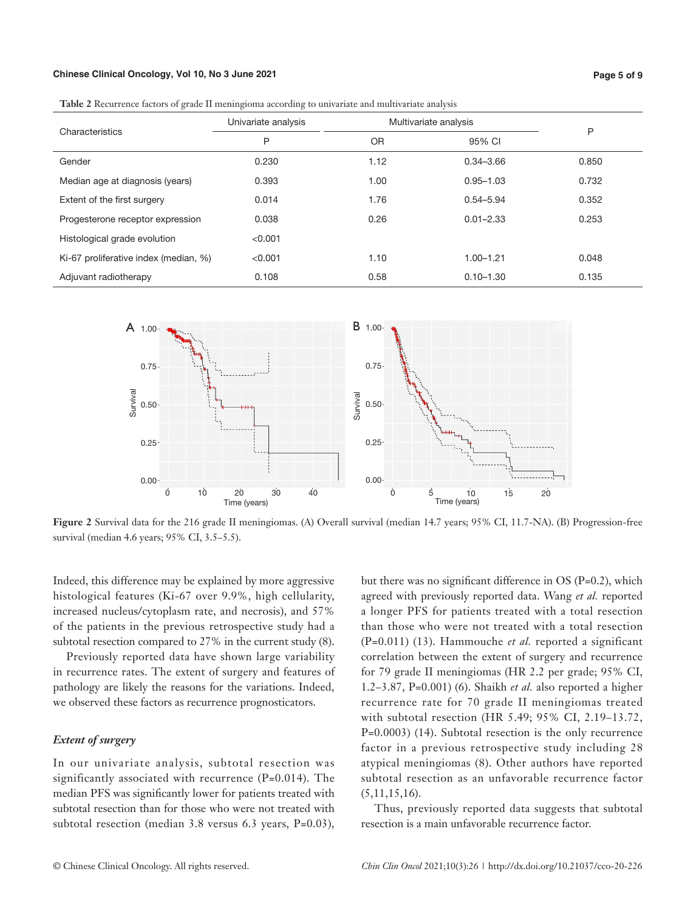**Table 2** Recurrence factors of grade II meningioma according to univariate and multivariate analysis

| Characteristics | Univariate analysis | Multivariate analysis | | P |
|---|---|---|---|---|
| | P | OR | 95% CI | |
| Gender | 0.230 | 1.12 | 0.34–3.66 | 0.850 |
| Median age at diagnosis (years) | 0.393 | 1.00 | 0.95–1.03 | 0.732 |
| Extent of the first surgery | 0.014 | 1.76 | 0.54–5.94 | 0.352 |
| Progesterone receptor expression | 0.038 | 0.26 | 0.01–2.33 | 0.253 |
| Histological grade evolution | <0.001 | | | |
| Ki-67 proliferative index (median, %) | <0.001 | 1.10 | 1.00–1.21 | 0.048 |
| Adjuvant radiotherapy | 0.108 | 0.58 | 0.10–1.30 | 0.135 |

**Figure 2** Survival data for the 216 grade II meningiomas. (A) Overall survival (median 14.7 years; 95% CI, 11.7-NA). (B) Progression-free survival (median 4.6 years; 95% CI, 3.5–5.5).

Indeed, this difference may be explained by more aggressive histological features (Ki-67 over 9.9%, high cellularity, increased nucleus/cytoplasm rate, and necrosis), and 57% of the patients in the previous retrospective study had a subtotal resection compared to 27% in the current study (8).

Previously reported data have shown large variability in recurrence rates. The extent of surgery and features of pathology are likely the reasons for the variations. Indeed, we observed these factors as recurrence prognosticators.

### *Extent of surgery*

In our univariate analysis, subtotal resection was significantly associated with recurrence (P=0.014). The median PFS was significantly lower for patients treated with subtotal resection than for those who were not treated with subtotal resection (median 3.8 versus 6.3 years, P=0.03), but there was no significant difference in OS (P=0.2), which agreed with previously reported data. Wang *et al.* reported a longer PFS for patients treated with a total resection than those who were not treated with a total resection (P=0.011) (13). Hammouche *et al.* reported a significant correlation between the extent of surgery and recurrence for 79 grade II meningiomas (HR 2.2 per grade; 95% CI, 1.2–3.87, P=0.001) (6). Shaikh *et al.* also reported a higher recurrence rate for 70 grade II meningiomas treated with subtotal resection (HR 5.49; 95% CI, 2.19–13.72, P=0.0003) (14). Subtotal resection is the only recurrence factor in a previous retrospective study including 28 atypical meningiomas (8). Other authors have reported subtotal resection as an unfavorable recurrence factor (5,11,15,16).

Thus, previously reported data suggests that subtotal resection is a main unfavorable recurrence factor.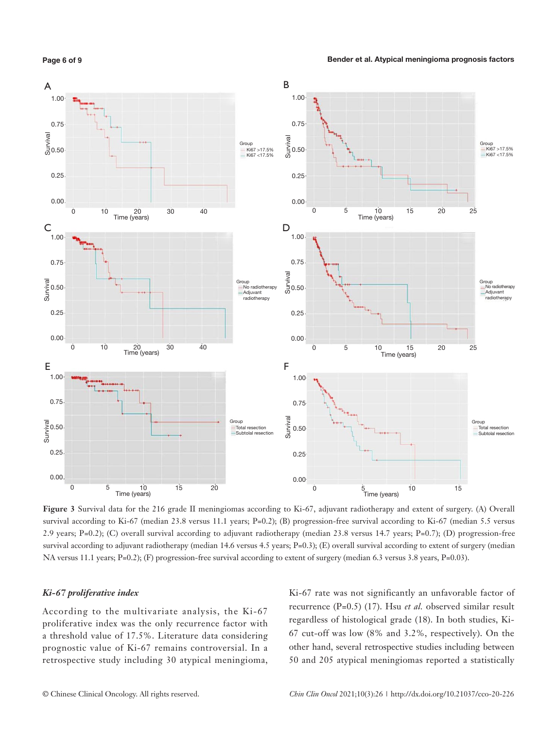**Figure 3** Survival data for the 216 grade II meningiomas according to Ki-67, adjuvant radiotherapy and extent of surgery. (A) Overall survival according to Ki-67 (median 23.8 versus 11.1 years; P=0.2); (B) progression-free survival according to Ki-67 (median 5.5 versus 2.9 years; P=0.2); (C) overall survival according to adjuvant radiotherapy (median 23.8 versus 14.7 years; P=0.7); (D) progression-free survival according to adjuvant radiotherapy (median 14.6 versus 4.5 years; P=0.3); (E) overall survival according to extent of surgery (median NA versus 11.1 years; P=0.2); (F) progression-free survival according to extent of surgery (median 6.3 versus 3.8 years, P=0.03).

### *Ki-67 proliferative index*

According to the multivariate analysis, the Ki-67 proliferative index was the only recurrence factor with a threshold value of 17.5%. Literature data considering prognostic value of Ki-67 remains controversial. In a retrospective study including 30 atypical meningioma, Ki-67 rate was not significantly an unfavorable factor of recurrence (P=0.5) (17). Hsu *et al.* observed similar result regardless of histological grade (18). In both studies, Ki-67 cut-off was low (8% and 3.2%, respectively). On the other hand, several retrospective studies including between 50 and 205 atypical meningiomas reported a statistically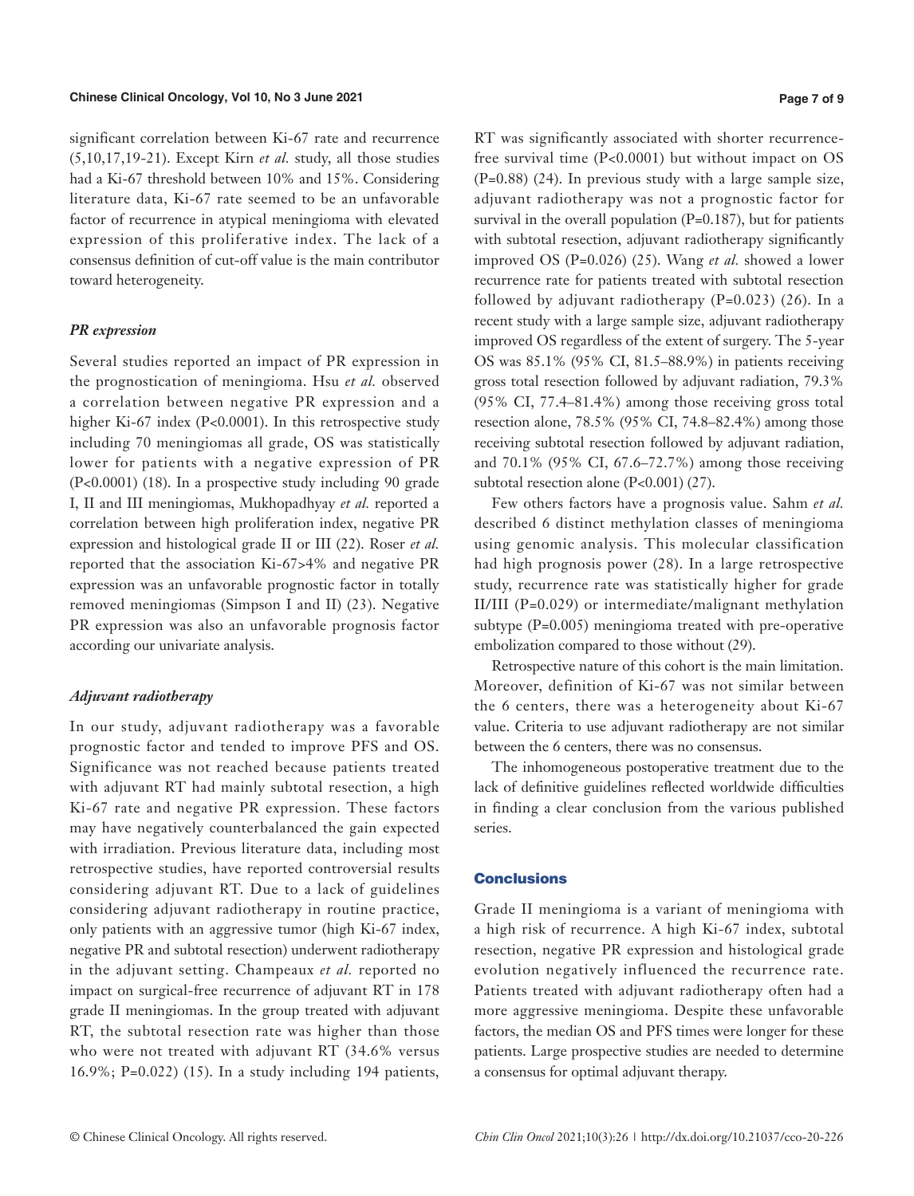significant correlation between Ki-67 rate and recurrence (5,10,17,19-21). Except Kirn *et al.* study, all those studies had a Ki-67 threshold between 10% and 15%. Considering literature data, Ki-67 rate seemed to be an unfavorable factor of recurrence in atypical meningioma with elevated expression of this proliferative index. The lack of a consensus definition of cut-off value is the main contributor toward heterogeneity.

### *PR expression*

Several studies reported an impact of PR expression in the prognostication of meningioma. Hsu *et al.* observed a correlation between negative PR expression and a higher Ki-67 index ($P<0.0001$). In this retrospective study including 70 meningiomas all grade, OS was statistically lower for patients with a negative expression of PR ($P<0.0001$) (18). In a prospective study including 90 grade I, II and III meningiomas, Mukhopadhyay *et al.* reported a correlation between high proliferation index, negative PR expression and histological grade II or III (22). Roser *et al.* reported that the association Ki-67>4% and negative PR expression was an unfavorable prognostic factor in totally removed meningiomas (Simpson I and II) (23). Negative PR expression was also an unfavorable prognosis factor according our univariate analysis.

### *Adjuvant radiotherapy*

In our study, adjuvant radiotherapy was a favorable prognostic factor and tended to improve PFS and OS. Significance was not reached because patients treated with adjuvant RT had mainly subtotal resection, a high Ki-67 rate and negative PR expression. These factors may have negatively counterbalanced the gain expected with irradiation. Previous literature data, including most retrospective studies, have reported controversial results considering adjuvant RT. Due to a lack of guidelines considering adjuvant radiotherapy in routine practice, only patients with an aggressive tumor (high Ki-67 index, negative PR and subtotal resection) underwent radiotherapy in the adjuvant setting. Champeaux *et al.* reported no impact on surgical-free recurrence of adjuvant RT in 178 grade II meningiomas. In the group treated with adjuvant RT, the subtotal resection rate was higher than those who were not treated with adjuvant RT (34.6% versus 16.9%; $P=0.022$) (15). In a study including 194 patients, RT was significantly associated with shorter recurrence-free survival time ($P<0.0001$) but without impact on OS ($P=0.88$) (24). In previous study with a large sample size, adjuvant radiotherapy was not a prognostic factor for survival in the overall population ($P=0.187$), but for patients with subtotal resection, adjuvant radiotherapy significantly improved OS ($P=0.026$) (25). Wang *et al.* showed a lower recurrence rate for patients treated with subtotal resection followed by adjuvant radiotherapy ($P=0.023$) (26). In a recent study with a large sample size, adjuvant radiotherapy improved OS regardless of the extent of surgery. The 5-year OS was 85.1% (95% CI, 81.5–88.9%) in patients receiving gross total resection followed by adjuvant radiation, 79.3% (95% CI, 77.4–81.4%) among those receiving gross total resection alone, 78.5% (95% CI, 74.8–82.4%) among those receiving subtotal resection followed by adjuvant radiation, and 70.1% (95% CI, 67.6–72.7%) among those receiving subtotal resection alone ($P<0.001$) (27).

Few others factors have a prognosis value. Sahm *et al.* described 6 distinct methylation classes of meningioma using genomic analysis. This molecular classification had high prognosis power (28). In a large retrospective study, recurrence rate was statistically higher for grade II/III ($P=0.029$) or intermediate/malignant methylation subtype ($P=0.005$) meningioma treated with pre-operative embolization compared to those without (29).

Retrospective nature of this cohort is the main limitation. Moreover, definition of Ki-67 was not similar between the 6 centers, there was a heterogeneity about Ki-67 value. Criteria to use adjuvant radiotherapy are not similar between the 6 centers, there was no consensus.

The inhomogeneous postoperative treatment due to the lack of definitive guidelines reflected worldwide difficulties in finding a clear conclusion from the various published series.

## Conclusions

Grade II meningioma is a variant of meningioma with a high risk of recurrence. A high Ki-67 index, subtotal resection, negative PR expression and histological grade evolution negatively influenced the recurrence rate. Patients treated with adjuvant radiotherapy often had a more aggressive meningioma. Despite these unfavorable factors, the median OS and PFS times were longer for these patients. Large prospective studies are needed to determine a consensus for optimal adjuvant therapy.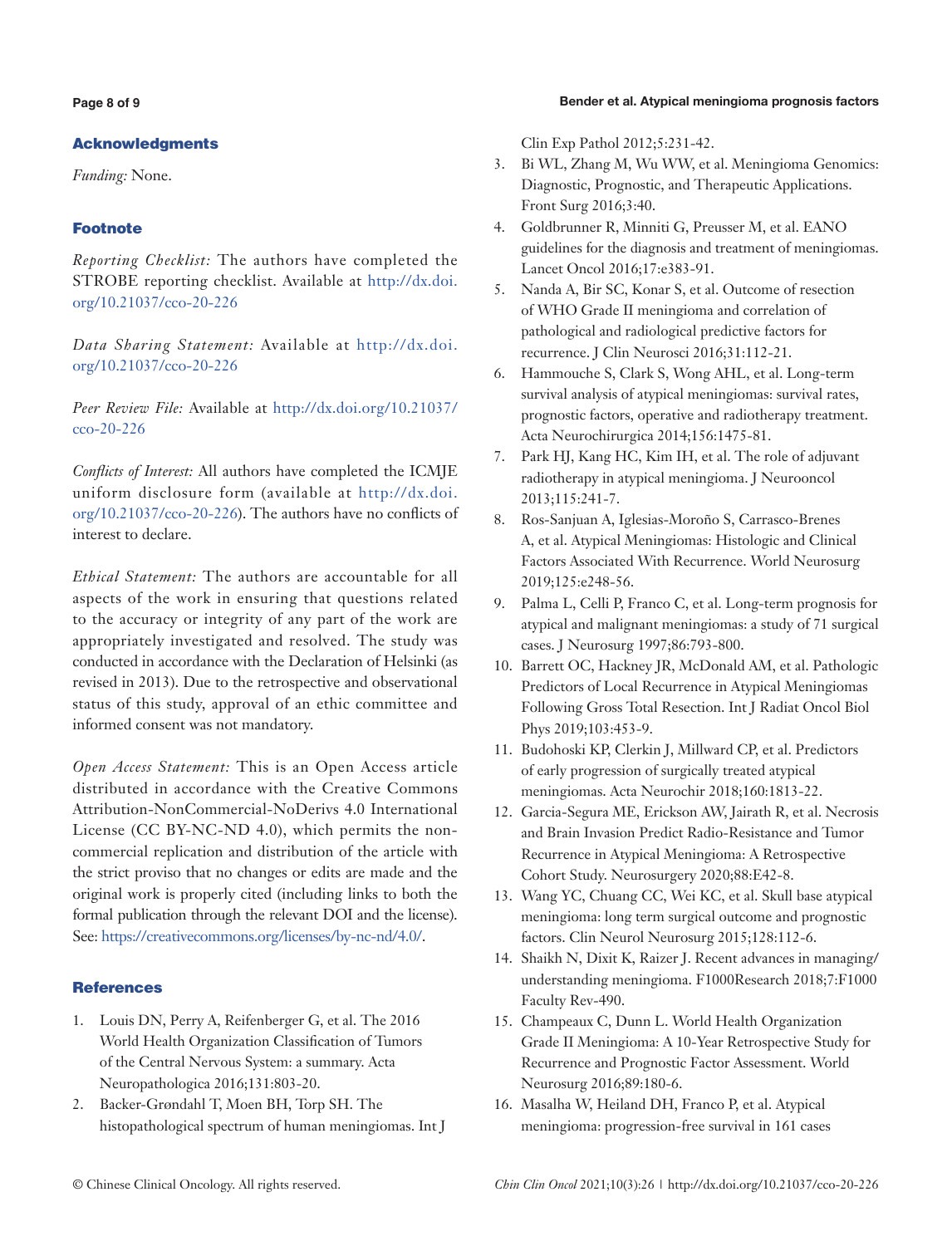## Acknowledgments

*Funding:* None.

## Footnote

*Reporting Checklist:* The authors have completed the STROBE reporting checklist. Available at http://dx.doi.org/10.21037/cco-20-226

*Data Sharing Statement:* Available at http://dx.doi.org/10.21037/cco-20-226

*Peer Review File:* Available at http://dx.doi.org/10.21037/cco-20-226

*Conflicts of Interest:* All authors have completed the ICMJE uniform disclosure form (available at http://dx.doi.org/10.21037/cco-20-226). The authors have no conflicts of interest to declare.

*Ethical Statement:* The authors are accountable for all aspects of the work in ensuring that questions related to the accuracy or integrity of any part of the work are appropriately investigated and resolved. The study was conducted in accordance with the Declaration of Helsinki (as revised in 2013). Due to the retrospective and observational status of this study, approval of an ethic committee and informed consent was not mandatory.

*Open Access Statement:* This is an Open Access article distributed in accordance with the Creative Commons Attribution-NonCommercial-NoDerivs 4.0 International License (CC BY-NC-ND 4.0), which permits the non-commercial replication and distribution of the article with the strict proviso that no changes or edits are made and the original work is properly cited (including links to both the formal publication through the relevant DOI and the license). See: https://creativecommons.org/licenses/by-nc-nd/4.0/.

## References

1. Louis DN, Perry A, Reifenberger G, et al. The 2016 World Health Organization Classification of Tumors of the Central Nervous System: a summary. Acta Neuropathologica 2016;131:803-20.
2. Backer-Grøndahl T, Moen BH, Torp SH. The histopathological spectrum of human meningiomas. Int J Clin Exp Pathol 2012;5:231-42.
3. Bi WL, Zhang M, Wu WW, et al. Meningioma Genomics: Diagnostic, Prognostic, and Therapeutic Applications. Front Surg 2016;3:40.
4. Goldbrunner R, Minniti G, Preusser M, et al. EANO guidelines for the diagnosis and treatment of meningiomas. Lancet Oncol 2016;17:e383-91.
5. Nanda A, Bir SC, Konar S, et al. Outcome of resection of WHO Grade II meningioma and correlation of pathological and radiological predictive factors for recurrence. J Clin Neurosci 2016;31:112-21.
6. Hammouche S, Clark S, Wong AHL, et al. Long-term survival analysis of atypical meningiomas: survival rates, prognostic factors, operative and radiotherapy treatment. Acta Neurochirurgica 2014;156:1475-81.
7. Park HJ, Kang HC, Kim IH, et al. The role of adjuvant radiotherapy in atypical meningioma. J Neurooncol 2013;115:241-7.
8. Ros-Sanjuan A, Iglesias-Moroño S, Carrasco-Brenes A, et al. Atypical Meningiomas: Histologic and Clinical Factors Associated With Recurrence. World Neurosurg 2019;125:e248-56.
9. Palma L, Celli P, Franco C, et al. Long-term prognosis for atypical and malignant meningiomas: a study of 71 surgical cases. J Neurosurg 1997;86:793-800.
10. Barrett OC, Hackney JR, McDonald AM, et al. Pathologic Predictors of Local Recurrence in Atypical Meningiomas Following Gross Total Resection. Int J Radiat Oncol Biol Phys 2019;103:453-9.
11. Budohoski KP, Clerkin J, Millward CP, et al. Predictors of early progression of surgically treated atypical meningiomas. Acta Neurochir 2018;160:1813-22.
12. Garcia-Segura ME, Erickson AW, Jairath R, et al. Necrosis and Brain Invasion Predict Radio-Resistance and Tumor Recurrence in Atypical Meningioma: A Retrospective Cohort Study. Neurosurgery 2020;88:E42-8.
13. Wang YC, Chuang CC, Wei KC, et al. Skull base atypical meningioma: long term surgical outcome and prognostic factors. Clin Neurol Neurosurg 2015;128:112-6.
14. Shaikh N, Dixit K, Raizer J. Recent advances in managing/understanding meningioma. F1000Research 2018;7:F1000 Faculty Rev-490.
15. Champeaux C, Dunn L. World Health Organization Grade II Meningioma: A 10-Year Retrospective Study for Recurrence and Prognostic Factor Assessment. World Neurosurg 2016;89:180-6.
16. Masalha W, Heiland DH, Franco P, et al. Atypical meningioma: progression-free survival in 161 cases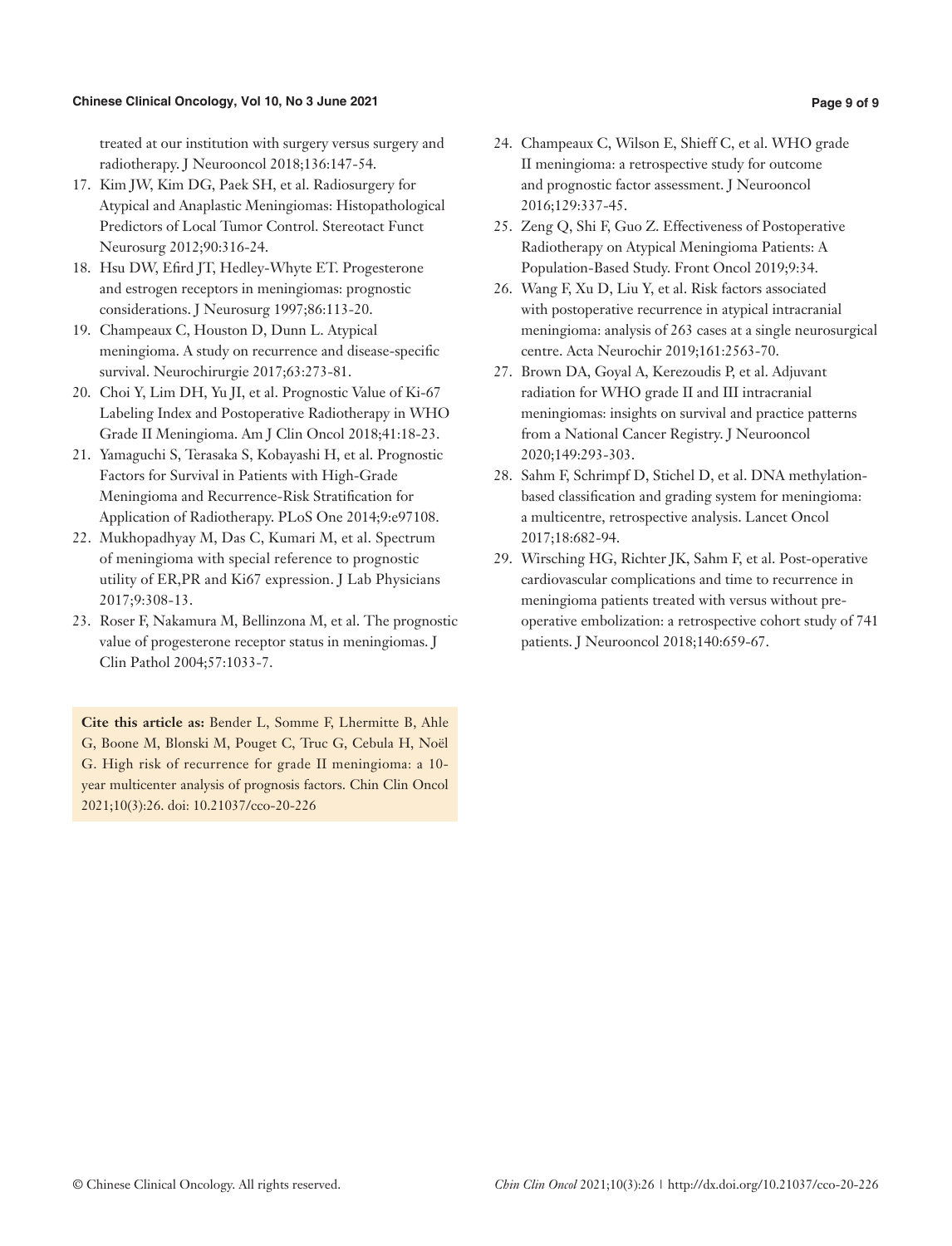treated at our institution with surgery versus surgery and radiotherapy. J Neurooncol 2018;136:147-54.

17. Kim JW, Kim DG, Paek SH, et al. Radiosurgery for Atypical and Anaplastic Meningiomas: Histopathological Predictors of Local Tumor Control. Stereotact Funct Neurosurg 2012;90:316-24.
18. Hsu DW, Efird JT, Hedley-Whyte ET. Progesterone and estrogen receptors in meningiomas: prognostic considerations. J Neurosurg 1997;86:113-20.
19. Champeaux C, Houston D, Dunn L. Atypical meningioma. A study on recurrence and disease-specific survival. Neurochirurgie 2017;63:273-81.
20. Choi Y, Lim DH, Yu JI, et al. Prognostic Value of Ki-67 Labeling Index and Postoperative Radiotherapy in WHO Grade II Meningioma. Am J Clin Oncol 2018;41:18-23.
21. Yamaguchi S, Terasaka S, Kobayashi H, et al. Prognostic Factors for Survival in Patients with High-Grade Meningioma and Recurrence-Risk Stratification for Application of Radiotherapy. PLoS One 2014;9:e97108.
22. Mukhopadhyay M, Das C, Kumari M, et al. Spectrum of meningioma with special reference to prognostic utility of ER,PR and Ki67 expression. J Lab Physicians 2017;9:308-13.
23. Roser F, Nakamura M, Bellinzona M, et al. The prognostic value of progesterone receptor status in meningiomas. J Clin Pathol 2004;57:1033-7.
24. Champeaux C, Wilson E, Shieff C, et al. WHO grade II meningioma: a retrospective study for outcome and prognostic factor assessment. J Neurooncol 2016;129:337-45.
25. Zeng Q, Shi F, Guo Z. Effectiveness of Postoperative Radiotherapy on Atypical Meningioma Patients: A Population-Based Study. Front Oncol 2019;9:34.
26. Wang F, Xu D, Liu Y, et al. Risk factors associated with postoperative recurrence in atypical intracranial meningioma: analysis of 263 cases at a single neurosurgical centre. Acta Neurochir 2019;161:2563-70.
27. Brown DA, Goyal A, Kerezoudis P, et al. Adjuvant radiation for WHO grade II and III intracranial meningiomas: insights on survival and practice patterns from a National Cancer Registry. J Neurooncol 2020;149:293-303.
28. Sahm F, Schrimpf D, Stichel D, et al. DNA methylation-based classification and grading system for meningioma: a multicentre, retrospective analysis. Lancet Oncol 2017;18:682-94.
29. Wirsching HG, Richter JK, Sahm F, et al. Post-operative cardiovascular complications and time to recurrence in meningioma patients treated with versus without pre-operative embolization: a retrospective cohort study of 741 patients. J Neurooncol 2018;140:659-67.

**Cite this article as:** Bender L, Somme F, Lhermitte B, Ahle G, Boone M, Blonski M, Pouget C, Truc G, Cebula H, Noël G. High risk of recurrence for grade II meningioma: a 10-year multicenter analysis of prognosis factors. Chin Clin Oncol 2021;10(3):26. doi: 10.21037/cco-20-226